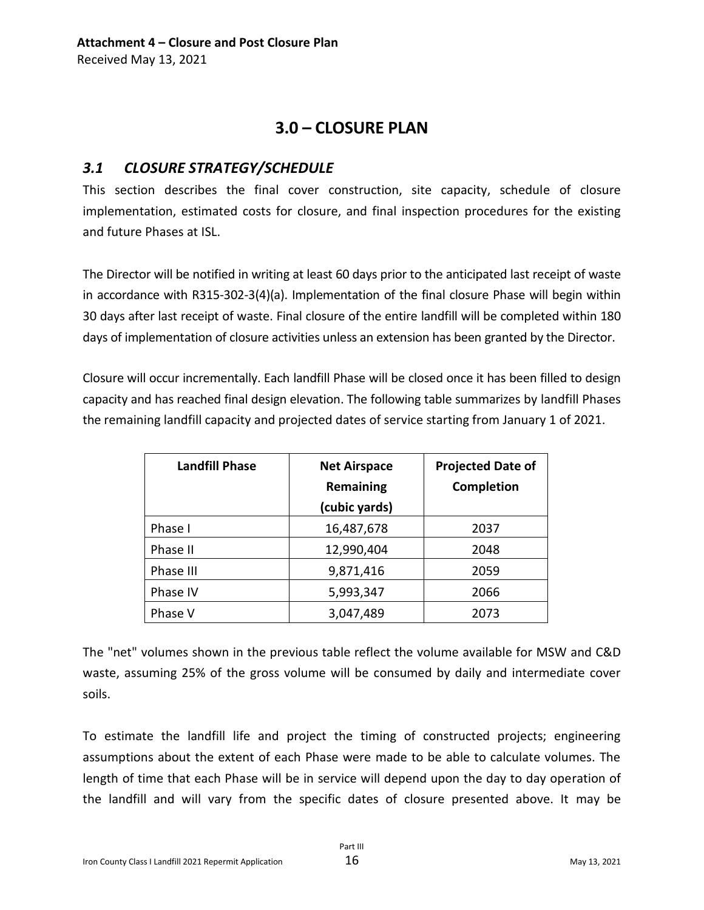**Attachment 4 – Closure and Post Closure Plan**
Received May 13, 2021

# 3.0 – CLOSURE PLAN

## *3.1 CLOSURE STRATEGY/SCHEDULE*

This section describes the final cover construction, site capacity, schedule of closure implementation, estimated costs for closure, and final inspection procedures for the existing and future Phases at ISL.

The Director will be notified in writing at least 60 days prior to the anticipated last receipt of waste in accordance with R315-302-3(4)(a). Implementation of the final closure Phase will begin within 30 days after last receipt of waste. Final closure of the entire landfill will be completed within 180 days of implementation of closure activities unless an extension has been granted by the Director.

Closure will occur incrementally. Each landfill Phase will be closed once it has been filled to design capacity and has reached final design elevation. The following table summarizes by landfill Phases the remaining landfill capacity and projected dates of service starting from January 1 of 2021.

| Landfill Phase | Net Airspace Remaining (cubic yards) | Projected Date of Completion |
|---|---|---|
| Phase I | 16,487,678 | 2037 |
| Phase II | 12,990,404 | 2048 |
| Phase III | 9,871,416 | 2059 |
| Phase IV | 5,993,347 | 2066 |
| Phase V | 3,047,489 | 2073 |

The "net" volumes shown in the previous table reflect the volume available for MSW and C&D waste, assuming 25% of the gross volume will be consumed by daily and intermediate cover soils.

To estimate the landfill life and project the timing of constructed projects; engineering assumptions about the extent of each Phase were made to be able to calculate volumes. The length of time that each Phase will be in service will depend upon the day to day operation of the landfill and will vary from the specific dates of closure presented above. It may be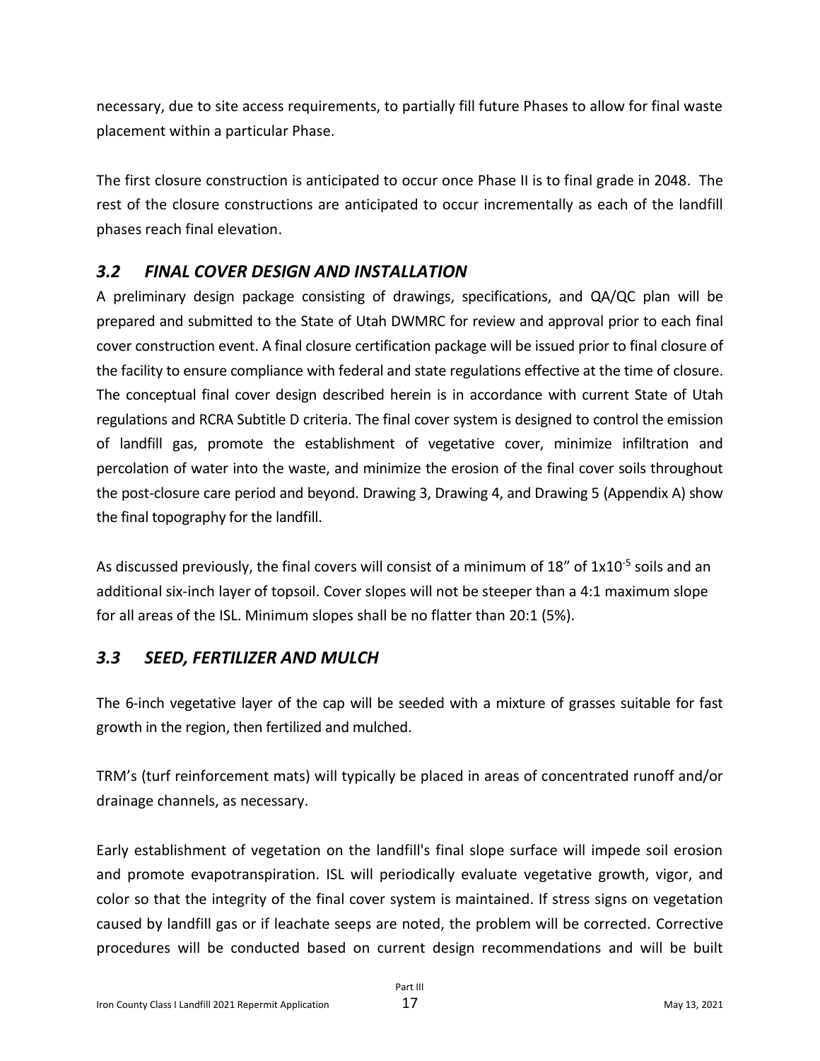necessary, due to site access requirements, to partially fill future Phases to allow for final waste placement within a particular Phase.

The first closure construction is anticipated to occur once Phase II is to final grade in 2048. The rest of the closure constructions are anticipated to occur incrementally as each of the landfill phases reach final elevation.

## *3.2 FINAL COVER DESIGN AND INSTALLATION*

A preliminary design package consisting of drawings, specifications, and QA/QC plan will be prepared and submitted to the State of Utah DWMRC for review and approval prior to each final cover construction event. A final closure certification package will be issued prior to final closure of the facility to ensure compliance with federal and state regulations effective at the time of closure. The conceptual final cover design described herein is in accordance with current State of Utah regulations and RCRA Subtitle D criteria. The final cover system is designed to control the emission of landfill gas, promote the establishment of vegetative cover, minimize infiltration and percolation of water into the waste, and minimize the erosion of the final cover soils throughout the post-closure care period and beyond. Drawing 3, Drawing 4, and Drawing 5 (Appendix A) show the final topography for the landfill.

As discussed previously, the final covers will consist of a minimum of 18" of $1x10^{-5}$ soils and an additional six-inch layer of topsoil. Cover slopes will not be steeper than a 4:1 maximum slope for all areas of the ISL. Minimum slopes shall be no flatter than 20:1 (5%).

## *3.3 SEED, FERTILIZER AND MULCH*

The 6-inch vegetative layer of the cap will be seeded with a mixture of grasses suitable for fast growth in the region, then fertilized and mulched.

TRM's (turf reinforcement mats) will typically be placed in areas of concentrated runoff and/or drainage channels, as necessary.

Early establishment of vegetation on the landfill's final slope surface will impede soil erosion and promote evapotranspiration. ISL will periodically evaluate vegetative growth, vigor, and color so that the integrity of the final cover system is maintained. If stress signs on vegetation caused by landfill gas or if leachate seeps are noted, the problem will be corrected. Corrective procedures will be conducted based on current design recommendations and will be built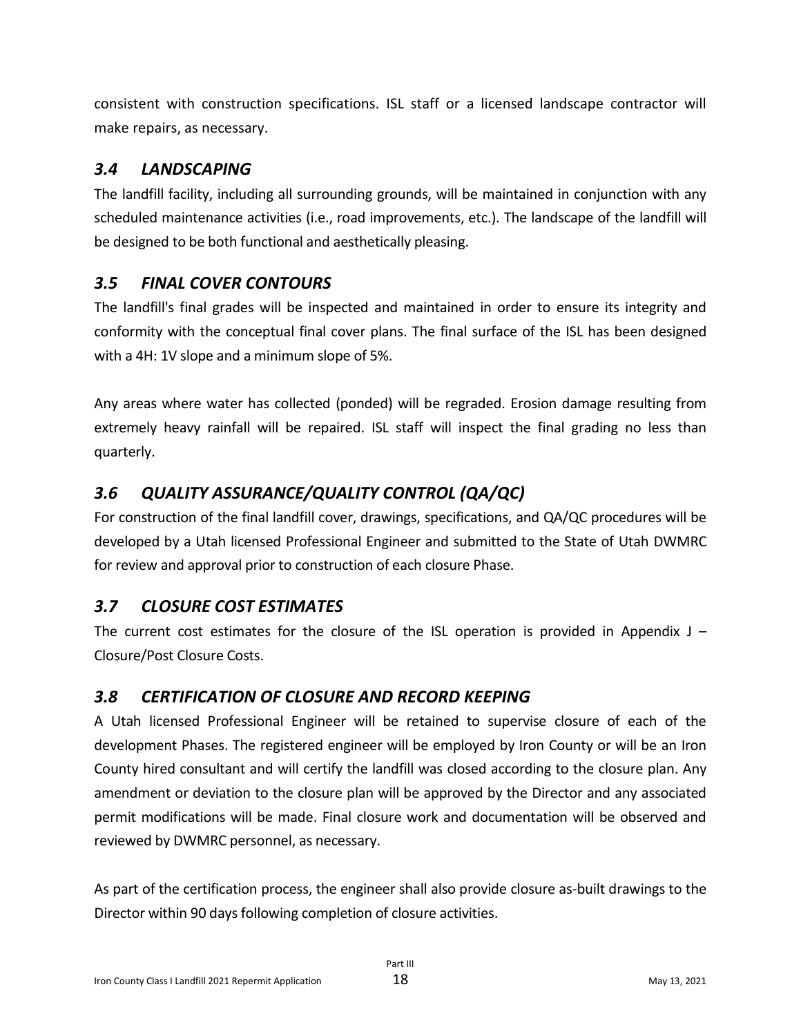consistent with construction specifications. ISL staff or a licensed landscape contractor will make repairs, as necessary.

## *3.4 LANDSCAPING*

The landfill facility, including all surrounding grounds, will be maintained in conjunction with any scheduled maintenance activities (i.e., road improvements, etc.). The landscape of the landfill will be designed to be both functional and aesthetically pleasing.

## *3.5 FINAL COVER CONTOURS*

The landfill's final grades will be inspected and maintained in order to ensure its integrity and conformity with the conceptual final cover plans. The final surface of the ISL has been designed with a 4H: 1V slope and a minimum slope of 5%.

Any areas where water has collected (ponded) will be regraded. Erosion damage resulting from extremely heavy rainfall will be repaired. ISL staff will inspect the final grading no less than quarterly.

## *3.6 QUALITY ASSURANCE/QUALITY CONTROL (QA/QC)*

For construction of the final landfill cover, drawings, specifications, and QA/QC procedures will be developed by a Utah licensed Professional Engineer and submitted to the State of Utah DWMRC for review and approval prior to construction of each closure Phase.

## *3.7 CLOSURE COST ESTIMATES*

The current cost estimates for the closure of the ISL operation is provided in Appendix J – Closure/Post Closure Costs.

## *3.8 CERTIFICATION OF CLOSURE AND RECORD KEEPING*

A Utah licensed Professional Engineer will be retained to supervise closure of each of the development Phases. The registered engineer will be employed by Iron County or will be an Iron County hired consultant and will certify the landfill was closed according to the closure plan. Any amendment or deviation to the closure plan will be approved by the Director and any associated permit modifications will be made. Final closure work and documentation will be observed and reviewed by DWMRC personnel, as necessary.

As part of the certification process, the engineer shall also provide closure as-built drawings to the Director within 90 days following completion of closure activities.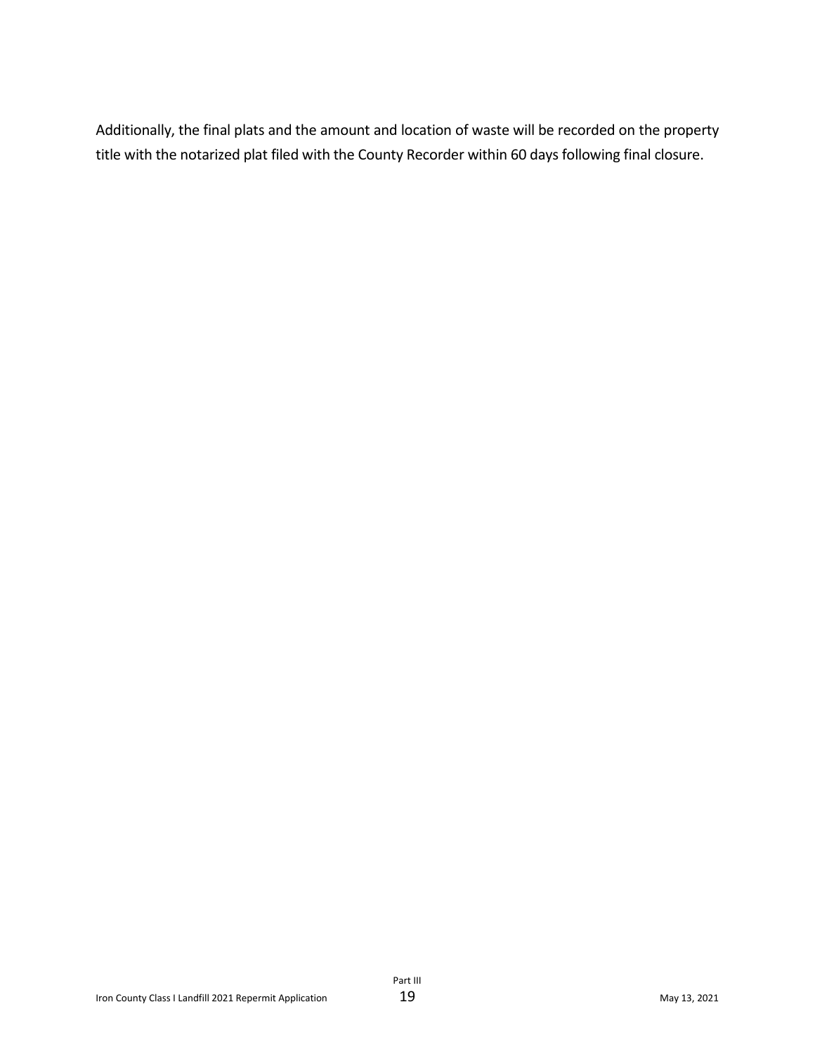Additionally, the final plats and the amount and location of waste will be recorded on the property title with the notarized plat filed with the County Recorder within 60 days following final closure.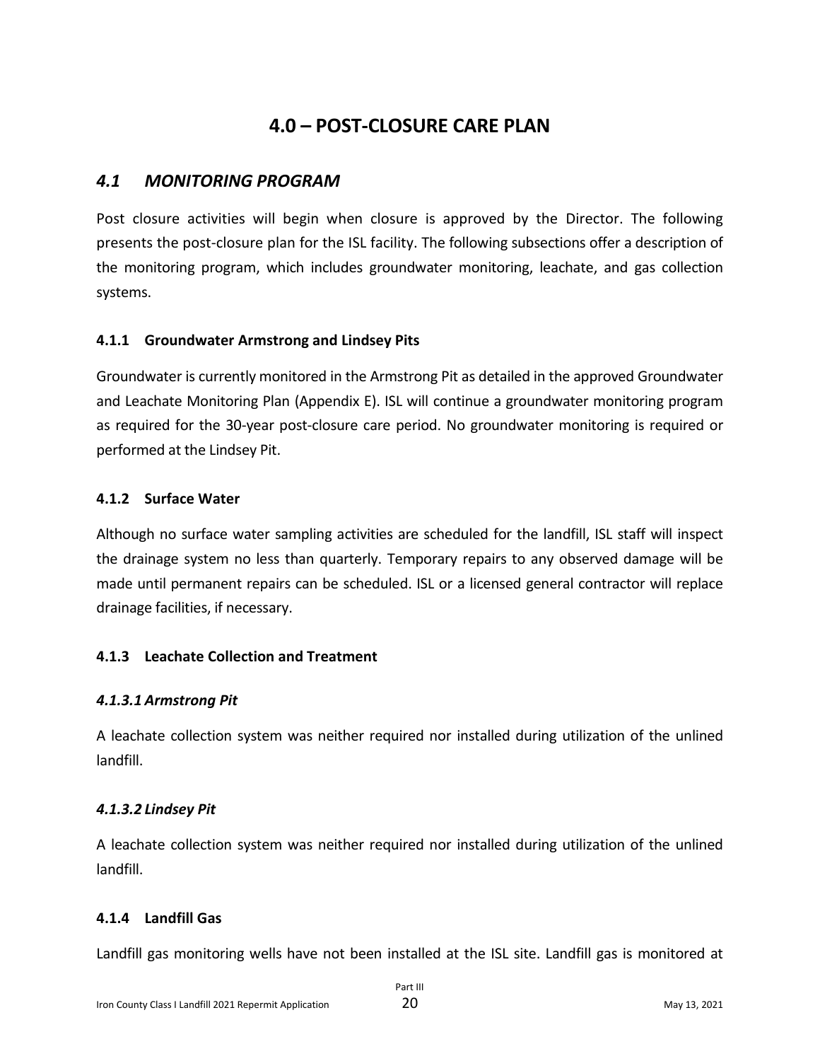# 4.0 – POST-CLOSURE CARE PLAN

## *4.1 MONITORING PROGRAM*

Post closure activities will begin when closure is approved by the Director. The following presents the post-closure plan for the ISL facility. The following subsections offer a description of the monitoring program, which includes groundwater monitoring, leachate, and gas collection systems.

### 4.1.1 Groundwater Armstrong and Lindsey Pits

Groundwater is currently monitored in the Armstrong Pit as detailed in the approved Groundwater and Leachate Monitoring Plan (Appendix E). ISL will continue a groundwater monitoring program as required for the 30-year post-closure care period. No groundwater monitoring is required or performed at the Lindsey Pit.

### 4.1.2 Surface Water

Although no surface water sampling activities are scheduled for the landfill, ISL staff will inspect the drainage system no less than quarterly. Temporary repairs to any observed damage will be made until permanent repairs can be scheduled. ISL or a licensed general contractor will replace drainage facilities, if necessary.

### 4.1.3 Leachate Collection and Treatment

#### *4.1.3.1 Armstrong Pit*

A leachate collection system was neither required nor installed during utilization of the unlined landfill.

#### *4.1.3.2 Lindsey Pit*

A leachate collection system was neither required nor installed during utilization of the unlined landfill.

### 4.1.4 Landfill Gas

Landfill gas monitoring wells have not been installed at the ISL site. Landfill gas is monitored at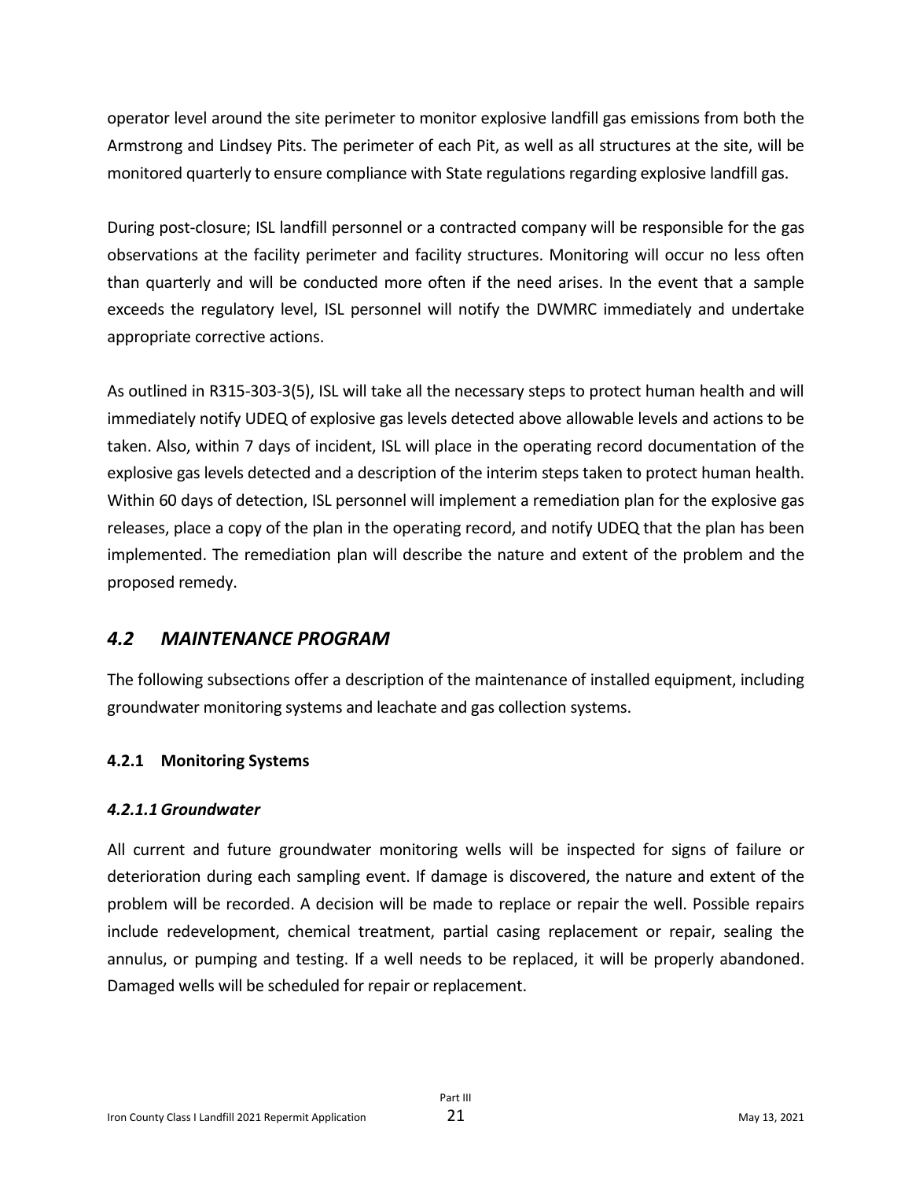operator level around the site perimeter to monitor explosive landfill gas emissions from both the Armstrong and Lindsey Pits. The perimeter of each Pit, as well as all structures at the site, will be monitored quarterly to ensure compliance with State regulations regarding explosive landfill gas.

During post-closure; ISL landfill personnel or a contracted company will be responsible for the gas observations at the facility perimeter and facility structures. Monitoring will occur no less often than quarterly and will be conducted more often if the need arises. In the event that a sample exceeds the regulatory level, ISL personnel will notify the DWMRC immediately and undertake appropriate corrective actions.

As outlined in R315-303-3(5), ISL will take all the necessary steps to protect human health and will immediately notify UDEQ of explosive gas levels detected above allowable levels and actions to be taken. Also, within 7 days of incident, ISL will place in the operating record documentation of the explosive gas levels detected and a description of the interim steps taken to protect human health. Within 60 days of detection, ISL personnel will implement a remediation plan for the explosive gas releases, place a copy of the plan in the operating record, and notify UDEQ that the plan has been implemented. The remediation plan will describe the nature and extent of the problem and the proposed remedy.

## *4.2 MAINTENANCE PROGRAM*

The following subsections offer a description of the maintenance of installed equipment, including groundwater monitoring systems and leachate and gas collection systems.

### 4.2.1 Monitoring Systems

#### *4.2.1.1 Groundwater*

All current and future groundwater monitoring wells will be inspected for signs of failure or deterioration during each sampling event. If damage is discovered, the nature and extent of the problem will be recorded. A decision will be made to replace or repair the well. Possible repairs include redevelopment, chemical treatment, partial casing replacement or repair, sealing the annulus, or pumping and testing. If a well needs to be replaced, it will be properly abandoned. Damaged wells will be scheduled for repair or replacement.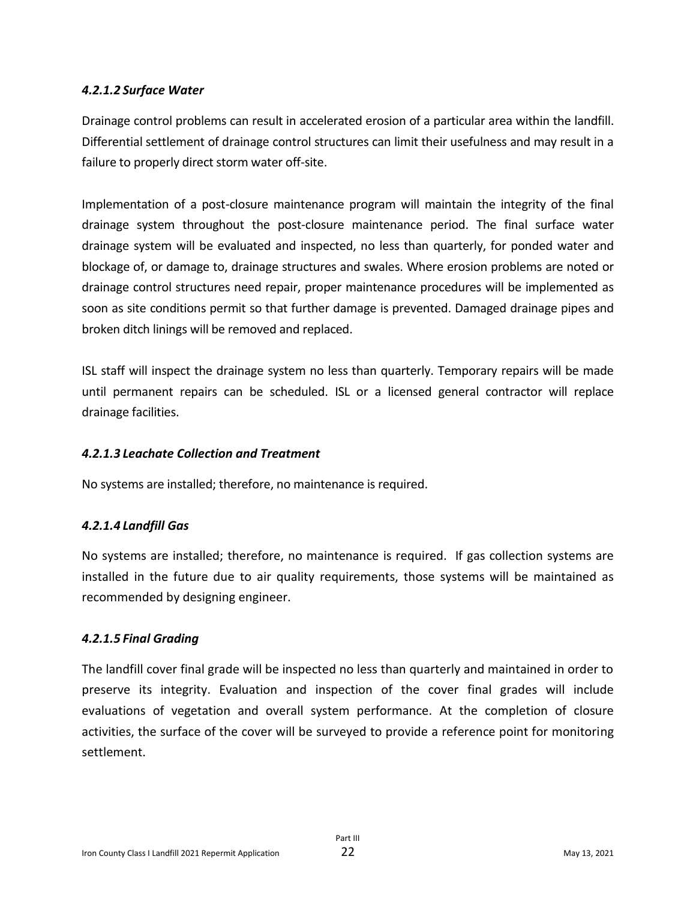#### *4.2.1.2 Surface Water*

Drainage control problems can result in accelerated erosion of a particular area within the landfill. Differential settlement of drainage control structures can limit their usefulness and may result in a failure to properly direct storm water off-site.

Implementation of a post-closure maintenance program will maintain the integrity of the final drainage system throughout the post-closure maintenance period. The final surface water drainage system will be evaluated and inspected, no less than quarterly, for ponded water and blockage of, or damage to, drainage structures and swales. Where erosion problems are noted or drainage control structures need repair, proper maintenance procedures will be implemented as soon as site conditions permit so that further damage is prevented. Damaged drainage pipes and broken ditch linings will be removed and replaced.

ISL staff will inspect the drainage system no less than quarterly. Temporary repairs will be made until permanent repairs can be scheduled. ISL or a licensed general contractor will replace drainage facilities.

#### *4.2.1.3 Leachate Collection and Treatment*

No systems are installed; therefore, no maintenance is required.

#### *4.2.1.4 Landfill Gas*

No systems are installed; therefore, no maintenance is required. If gas collection systems are installed in the future due to air quality requirements, those systems will be maintained as recommended by designing engineer.

#### *4.2.1.5 Final Grading*

The landfill cover final grade will be inspected no less than quarterly and maintained in order to preserve its integrity. Evaluation and inspection of the cover final grades will include evaluations of vegetation and overall system performance. At the completion of closure activities, the surface of the cover will be surveyed to provide a reference point for monitoring settlement.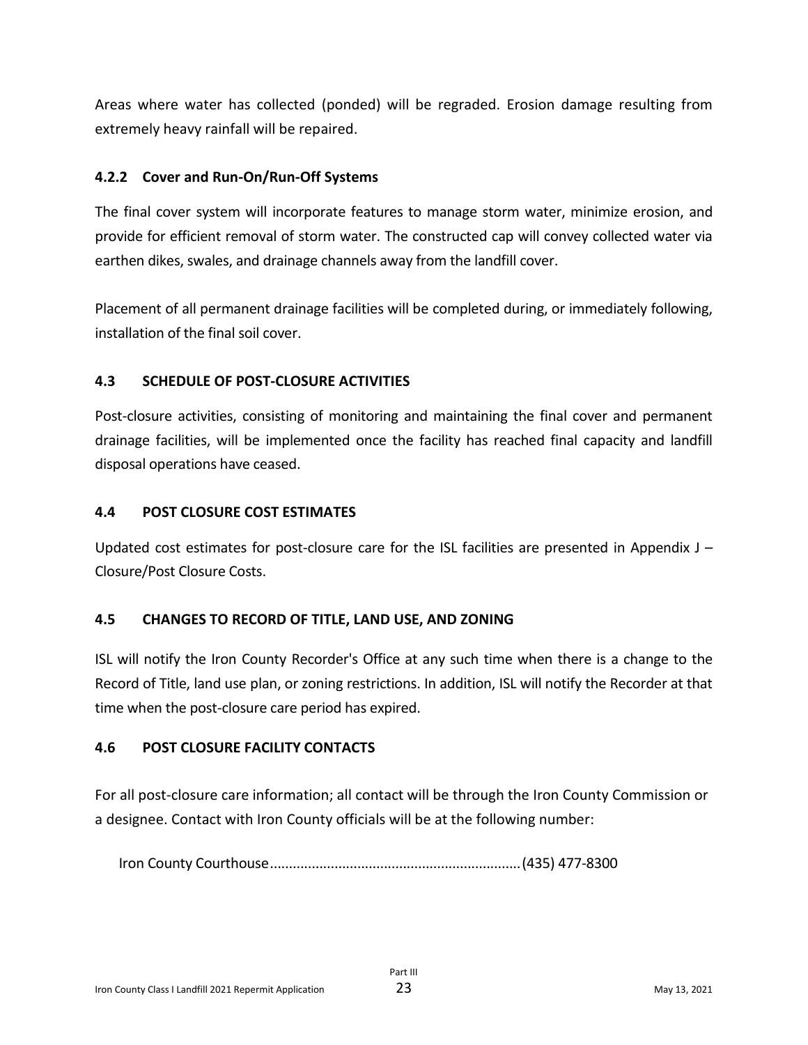Areas where water has collected (ponded) will be regraded. Erosion damage resulting from extremely heavy rainfall will be repaired.

### 4.2.2 Cover and Run-On/Run-Off Systems

The final cover system will incorporate features to manage storm water, minimize erosion, and provide for efficient removal of storm water. The constructed cap will convey collected water via earthen dikes, swales, and drainage channels away from the landfill cover.

Placement of all permanent drainage facilities will be completed during, or immediately following, installation of the final soil cover.

## 4.3 SCHEDULE OF POST-CLOSURE ACTIVITIES

Post-closure activities, consisting of monitoring and maintaining the final cover and permanent drainage facilities, will be implemented once the facility has reached final capacity and landfill disposal operations have ceased.

## 4.4 POST CLOSURE COST ESTIMATES

Updated cost estimates for post-closure care for the ISL facilities are presented in Appendix J – Closure/Post Closure Costs.

## 4.5 CHANGES TO RECORD OF TITLE, LAND USE, AND ZONING

ISL will notify the Iron County Recorder's Office at any such time when there is a change to the Record of Title, land use plan, or zoning restrictions. In addition, ISL will notify the Recorder at that time when the post-closure care period has expired.

## 4.6 POST CLOSURE FACILITY CONTACTS

For all post-closure care information; all contact will be through the Iron County Commission or a designee. Contact with Iron County officials will be at the following number:

Iron County Courthouse................................................................(435) 477-8300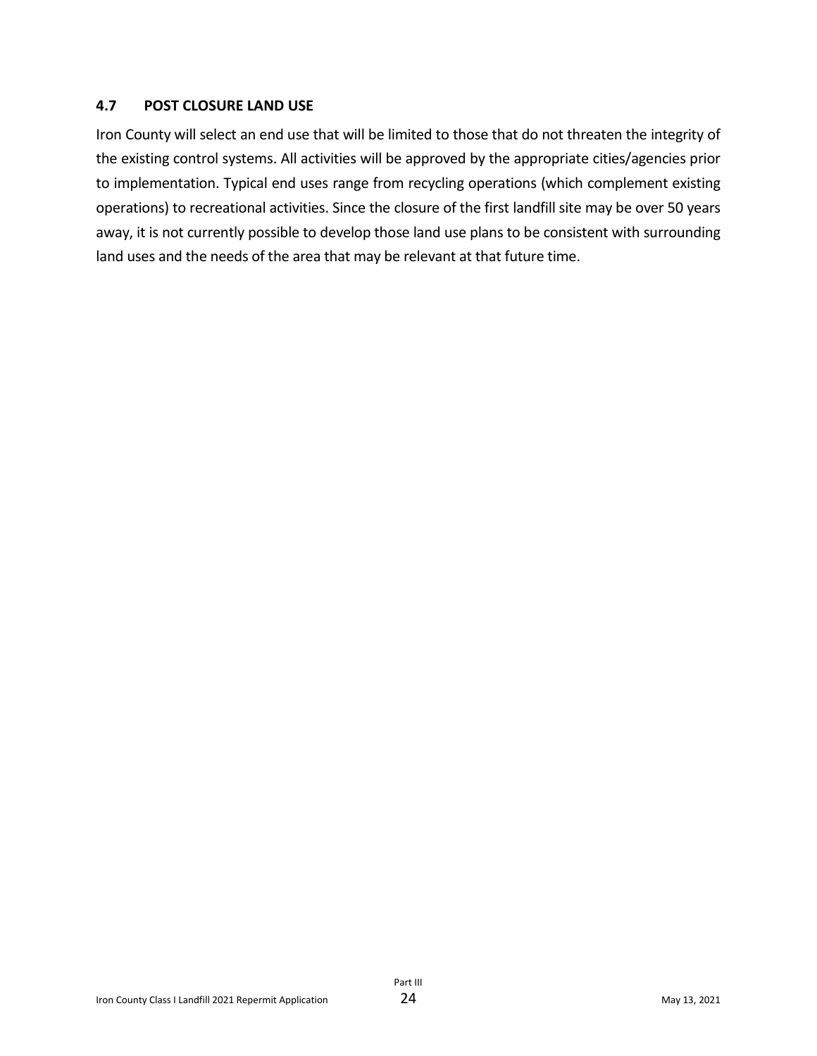### 4.7 POST CLOSURE LAND USE

Iron County will select an end use that will be limited to those that do not threaten the integrity of the existing control systems. All activities will be approved by the appropriate cities/agencies prior to implementation. Typical end uses range from recycling operations (which complement existing operations) to recreational activities. Since the closure of the first landfill site may be over 50 years away, it is not currently possible to develop those land use plans to be consistent with surrounding land uses and the needs of the area that may be relevant at that future time.